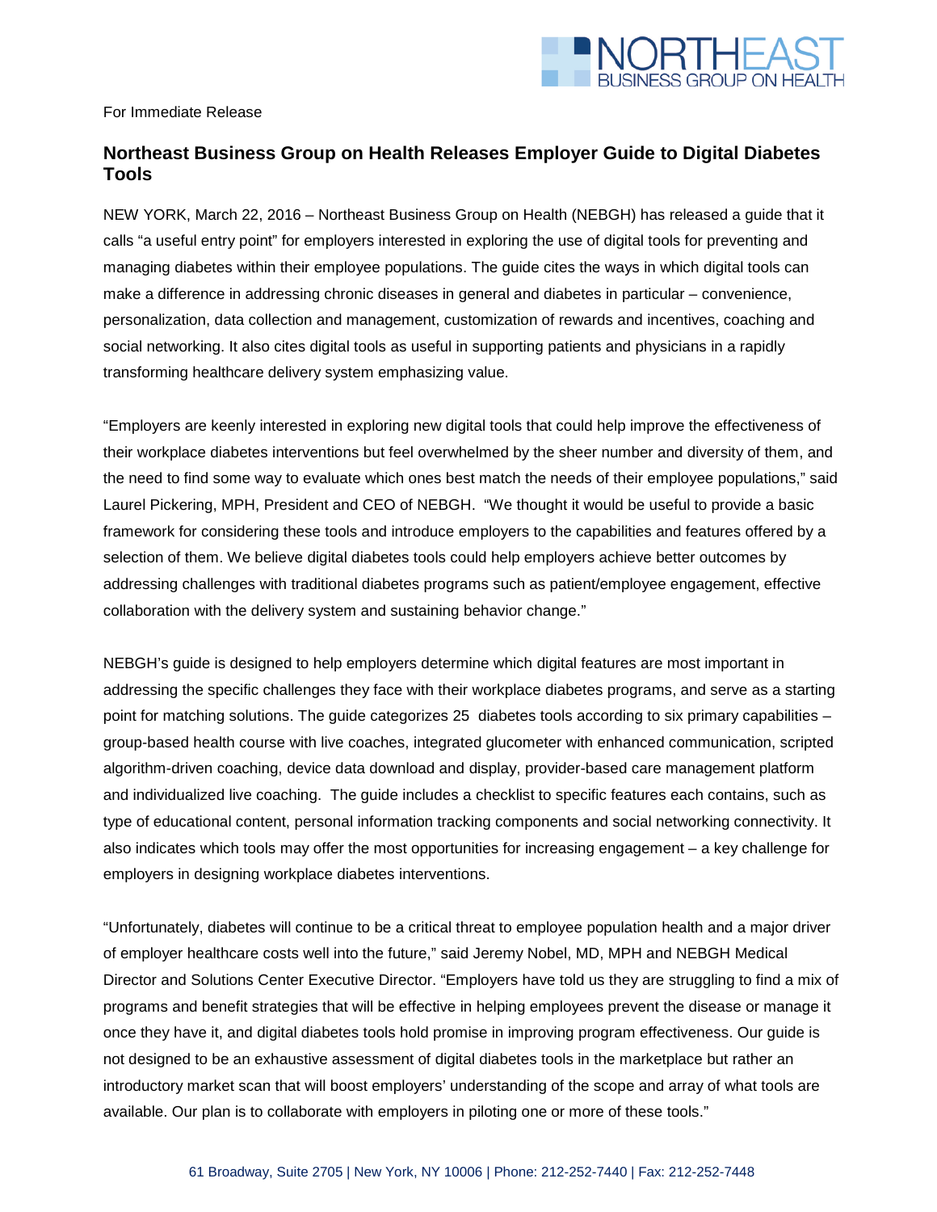For Immediate Release

## Northeast Business Group on Health Releases Employer Guide to Digital Diabetes Tools

NEW YORK, March 22, 2016 – Northeast Business Group on Health (NEBGH) has released a guide that it calls "a useful entry point" for employers interested in exploring the use of digital tools for preventing and managing diabetes within their employee populations. The guide cites the ways in which digital tools can make a difference in addressing chronic diseases in general and diabetes in particular – convenience, personalization, data collection and management, customization of rewards and incentives, coaching and social networking. It also cites digital tools as useful in supporting patients and physicians in a rapidly transforming healthcare delivery system emphasizing value.

"Employers are keenly interested in exploring new digital tools that could help improve the effectiveness of their workplace diabetes interventions but feel overwhelmed by the sheer number and diversity of them, and the need to find some way to evaluate which ones best match the needs of their employee populations," said Laurel Pickering, MPH, President and CEO of NEBGH. "We thought it would be useful to provide a basic framework for considering these tools and introduce employers to the capabilities and features offered by a selection of them. We believe digital diabetes tools could help employers achieve better outcomes by addressing challenges with traditional diabetes programs such as patient/employee engagement, effective collaboration with the delivery system and sustaining behavior change."

NEBGH's guide is designed to help employers determine which digital features are most important in addressing the specific challenges they face with their workplace diabetes programs, and serve as a starting point for matching solutions. The guide categorizes 25 diabetes tools according to six primary capabilities – group-based health course with live coaches, integrated glucometer with enhanced communication, scripted algorithm-driven coaching, device data download and display, provider-based care management platform and individualized live coaching. The guide includes a checklist to specific features each contains, such as type of educational content, personal information tracking components and social networking connectivity. It also indicates which tools may offer the most opportunities for increasing engagement – a key challenge for employers in designing workplace diabetes interventions.

"Unfortunately, diabetes will continue to be a critical threat to employee population health and a major driver of employer healthcare costs well into the future," said Jeremy Nobel, MD, MPH and NEBGH Medical Director and Solutions Center Executive Director. "Employers have told us they are struggling to find a mix of programs and benefit strategies that will be effective in helping employees prevent the disease or manage it once they have it, and digital diabetes tools hold promise in improving program effectiveness. Our guide is not designed to be an exhaustive assessment of digital diabetes tools in the marketplace but rather an introductory market scan that will boost employers' understanding of the scope and array of what tools are available. Our plan is to collaborate with employers in piloting one or more of these tools."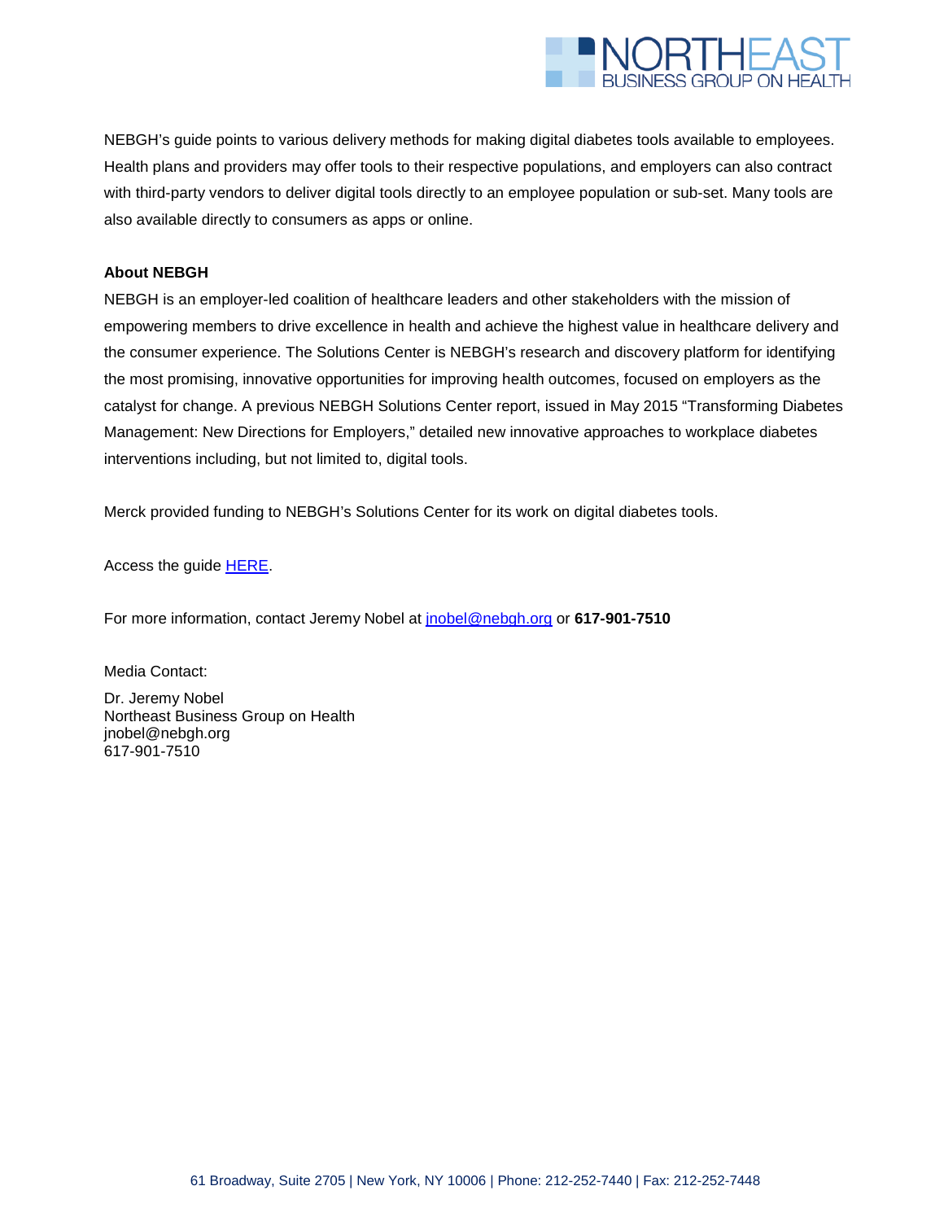NEBGH's guide points to various delivery methods for making digital diabetes tools available to employees. Health plans and providers may offer tools to their respective populations, and employers can also contract with third-party vendors to deliver digital tools directly to an employee population or sub-set. Many tools are also available directly to consumers as apps or online.

**About NEBGH**

NEBGH is an employer-led coalition of healthcare leaders and other stakeholders with the mission of empowering members to drive excellence in health and achieve the highest value in healthcare delivery and the consumer experience. The Solutions Center is NEBGH's research and discovery platform for identifying the most promising, innovative opportunities for improving health outcomes, focused on employers as the catalyst for change. A previous NEBGH Solutions Center report, issued in May 2015 "Transforming Diabetes Management: New Directions for Employers," detailed new innovative approaches to workplace diabetes interventions including, but not limited to, digital tools.

Merck provided funding to NEBGH's Solutions Center for its work on digital diabetes tools.

Access the guide HERE.

For more information, contact Jeremy Nobel at jnobel@nebgh.org or **617-901-7510**

Media Contact:

Dr. Jeremy Nobel
Northeast Business Group on Health
jnobel@nebgh.org
617-901-7510